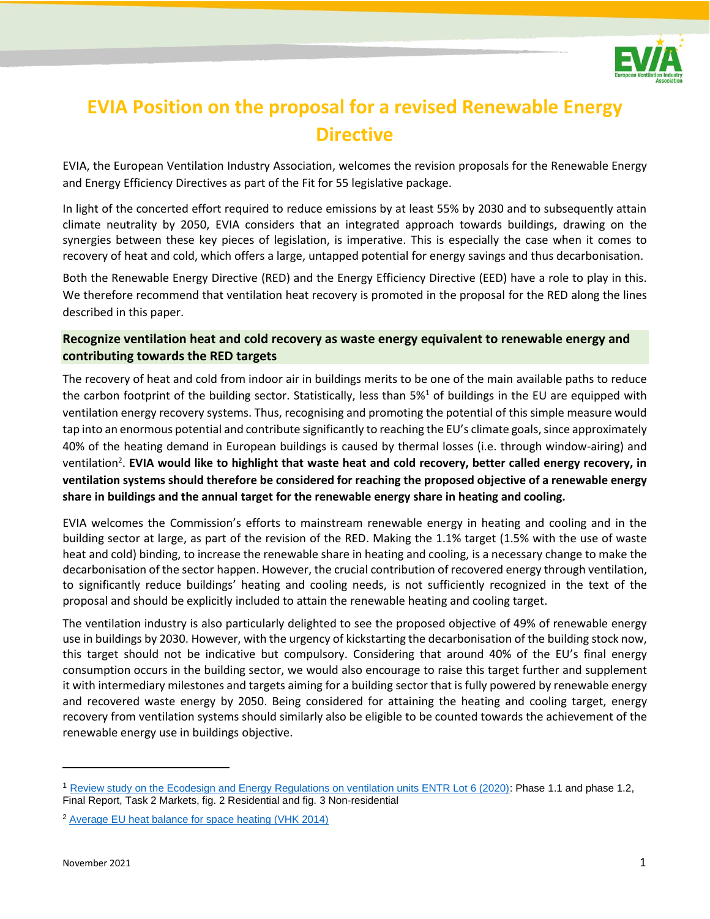# EVIA Position on the proposal for a revised Renewable Energy Directive

EVIA, the European Ventilation Industry Association, welcomes the revision proposals for the Renewable Energy and Energy Efficiency Directives as part of the Fit for 55 legislative package.

In light of the concerted effort required to reduce emissions by at least 55% by 2030 and to subsequently attain climate neutrality by 2050, EVIA considers that an integrated approach towards buildings, drawing on the synergies between these key pieces of legislation, is imperative. This is especially the case when it comes to recovery of heat and cold, which offers a large, untapped potential for energy savings and thus decarbonisation.

Both the Renewable Energy Directive (RED) and the Energy Efficiency Directive (EED) have a role to play in this. We therefore recommend that ventilation heat recovery is promoted in the proposal for the RED along the lines described in this paper.

## Recognize ventilation heat and cold recovery as waste energy equivalent to renewable energy and contributing towards the RED targets

The recovery of heat and cold from indoor air in buildings merits to be one of the main available paths to reduce the carbon footprint of the building sector. Statistically, less than 5%[1] of buildings in the EU are equipped with ventilation energy recovery systems. Thus, recognising and promoting the potential of this simple measure would tap into an enormous potential and contribute significantly to reaching the EU's climate goals, since approximately 40% of the heating demand in European buildings is caused by thermal losses (i.e. through window-airing) and ventilation[2]. **EVIA would like to highlight that waste heat and cold recovery, better called energy recovery, in ventilation systems should therefore be considered for reaching the proposed objective of a renewable energy share in buildings and the annual target for the renewable energy share in heating and cooling.**

EVIA welcomes the Commission's efforts to mainstream renewable energy in heating and cooling and in the building sector at large, as part of the revision of the RED. Making the 1.1% target (1.5% with the use of waste heat and cold) binding, to increase the renewable share in heating and cooling, is a necessary change to make the decarbonisation of the sector happen. However, the crucial contribution of recovered energy through ventilation, to significantly reduce buildings' heating and cooling needs, is not sufficiently recognized in the text of the proposal and should be explicitly included to attain the renewable heating and cooling target.

The ventilation industry is also particularly delighted to see the proposed objective of 49% of renewable energy use in buildings by 2030. However, with the urgency of kickstarting the decarbonisation of the building stock now, this target should not be indicative but compulsory. Considering that around 40% of the EU's final energy consumption occurs in the building sector, we would also encourage to raise this target further and supplement it with intermediary milestones and targets aiming for a building sector that is fully powered by renewable energy and recovered waste energy by 2050. Being considered for attaining the heating and cooling target, energy recovery from ventilation systems should similarly also be eligible to be counted towards the achievement of the renewable energy use in buildings objective.

---

[1] Review study on the Ecodesign and Energy Regulations on ventilation units ENTR Lot 6 (2020): Phase 1.1 and phase 1.2, Final Report, Task 2 Markets, fig. 2 Residential and fig. 3 Non-residential

[2] Average EU heat balance for space heating (VHK 2014)

November 2021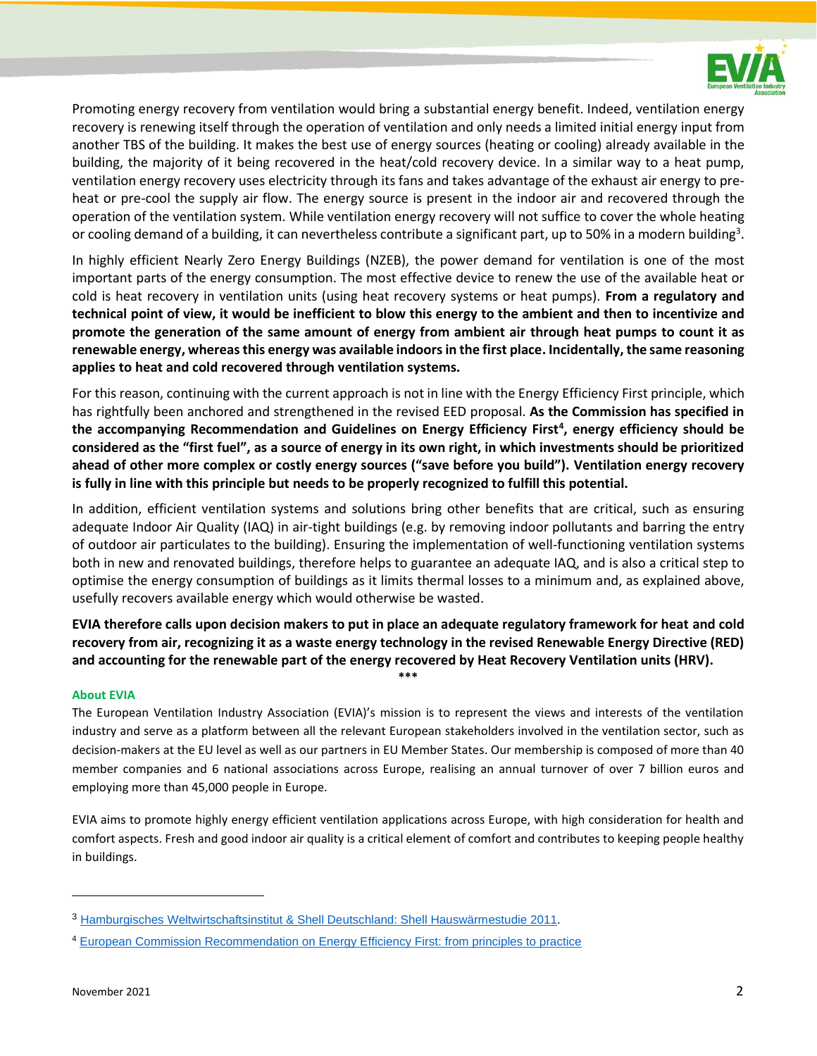Promoting energy recovery from ventilation would bring a substantial energy benefit. Indeed, ventilation energy recovery is renewing itself through the operation of ventilation and only needs a limited initial energy input from another TBS of the building. It makes the best use of energy sources (heating or cooling) already available in the building, the majority of it being recovered in the heat/cold recovery device. In a similar way to a heat pump, ventilation energy recovery uses electricity through its fans and takes advantage of the exhaust air energy to pre-heat or pre-cool the supply air flow. The energy source is present in the indoor air and recovered through the operation of the ventilation system. While ventilation energy recovery will not suffice to cover the whole heating or cooling demand of a building, it can nevertheless contribute a significant part, up to 50% in a modern building[3].

In highly efficient Nearly Zero Energy Buildings (NZEB), the power demand for ventilation is one of the most important parts of the energy consumption. The most effective device to renew the use of the available heat or cold is heat recovery in ventilation units (using heat recovery systems or heat pumps). **From a regulatory and technical point of view, it would be inefficient to blow this energy to the ambient and then to incentivize and promote the generation of the same amount of energy from ambient air through heat pumps to count it as renewable energy, whereas this energy was available indoors in the first place. Incidentally, the same reasoning applies to heat and cold recovered through ventilation systems.**

For this reason, continuing with the current approach is not in line with the Energy Efficiency First principle, which has rightfully been anchored and strengthened in the revised EED proposal. **As the Commission has specified in the accompanying Recommendation and Guidelines on Energy Efficiency First[4], energy efficiency should be considered as the "first fuel", as a source of energy in its own right, in which investments should be prioritized ahead of other more complex or costly energy sources ("save before you build"). Ventilation energy recovery is fully in line with this principle but needs to be properly recognized to fulfill this potential.**

In addition, efficient ventilation systems and solutions bring other benefits that are critical, such as ensuring adequate Indoor Air Quality (IAQ) in air-tight buildings (e.g. by removing indoor pollutants and barring the entry of outdoor air particulates to the building). Ensuring the implementation of well-functioning ventilation systems both in new and renovated buildings, therefore helps to guarantee an adequate IAQ, and is also a critical step to optimise the energy consumption of buildings as it limits thermal losses to a minimum and, as explained above, usefully recovers available energy which would otherwise be wasted.

**EVIA therefore calls upon decision makers to put in place an adequate regulatory framework for heat and cold recovery from air, recognizing it as a waste energy technology in the revised Renewable Energy Directive (RED) and accounting for the renewable part of the energy recovered by Heat Recovery Ventilation units (HRV).**

***

### About EVIA

The European Ventilation Industry Association (EVIA)'s mission is to represent the views and interests of the ventilation industry and serve as a platform between all the relevant European stakeholders involved in the ventilation sector, such as decision-makers at the EU level as well as our partners in EU Member States. Our membership is composed of more than 40 member companies and 6 national associations across Europe, realising an annual turnover of over 7 billion euros and employing more than 45,000 people in Europe.

EVIA aims to promote highly energy efficient ventilation applications across Europe, with high consideration for health and comfort aspects. Fresh and good indoor air quality is a critical element of comfort and contributes to keeping people healthy in buildings.

---

[3] Hamburgisches Weltwirtschaftsinstitut & Shell Deutschland: Shell Hauswärmestudie 2011.

[4] European Commission Recommendation on Energy Efficiency First: from principles to practice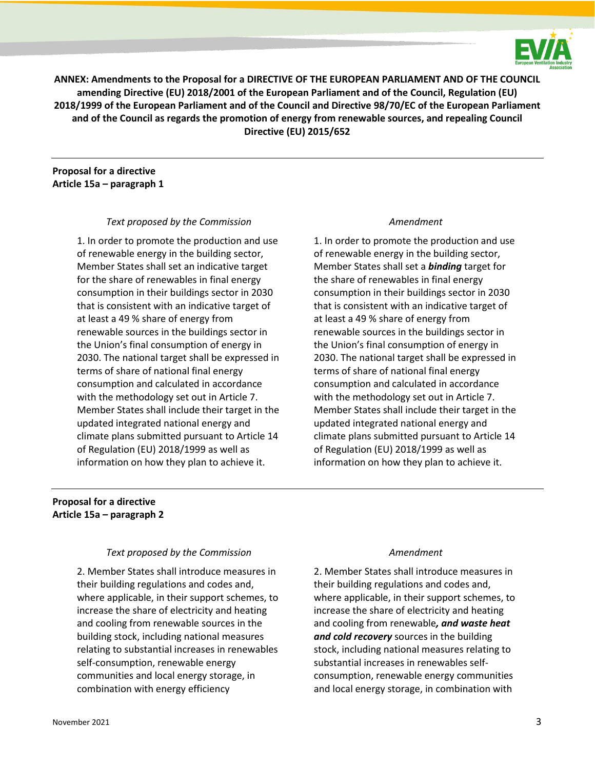**ANNEX: Amendments to the Proposal for a DIRECTIVE OF THE EUROPEAN PARLIAMENT AND OF THE COUNCIL amending Directive (EU) 2018/2001 of the European Parliament and of the Council, Regulation (EU) 2018/1999 of the European Parliament and of the Council and Directive 98/70/EC of the European Parliament and of the Council as regards the promotion of energy from renewable sources, and repealing Council Directive (EU) 2015/652**

---

**Proposal for a directive**
**Article 15a – paragraph 1**

| *Text proposed by the Commission* | *Amendment* |
| --- | --- |
| 1. In order to promote the production and use of renewable energy in the building sector, Member States shall set an indicative target for the share of renewables in final energy consumption in their buildings sector in 2030 that is consistent with an indicative target of at least a 49 % share of energy from renewable sources in the buildings sector in the Union's final consumption of energy in 2030. The national target shall be expressed in terms of share of national final energy consumption and calculated in accordance with the methodology set out in Article 7. Member States shall include their target in the updated integrated national energy and climate plans submitted pursuant to Article 14 of Regulation (EU) 2018/1999 as well as information on how they plan to achieve it. | 1. In order to promote the production and use of renewable energy in the building sector, Member States shall set a ***binding*** target for the share of renewables in final energy consumption in their buildings sector in 2030 that is consistent with an indicative target of at least a 49 % share of energy from renewable sources in the buildings sector in the Union's final consumption of energy in 2030. The national target shall be expressed in terms of share of national final energy consumption and calculated in accordance with the methodology set out in Article 7. Member States shall include their target in the updated integrated national energy and climate plans submitted pursuant to Article 14 of Regulation (EU) 2018/1999 as well as information on how they plan to achieve it. |

---

**Proposal for a directive**
**Article 15a – paragraph 2**

| *Text proposed by the Commission* | *Amendment* |
| --- | --- |
| 2. Member States shall introduce measures in their building regulations and codes and, where applicable, in their support schemes, to increase the share of electricity and heating and cooling from renewable sources in the building stock, including national measures relating to substantial increases in renewables self-consumption, renewable energy communities and local energy storage, in combination with energy efficiency | 2. Member States shall introduce measures in their building regulations and codes and, where applicable, in their support schemes, to increase the share of electricity and heating and cooling from renewable***, and waste heat and cold recovery*** sources in the building stock, including national measures relating to substantial increases in renewables self-consumption, renewable energy communities and local energy storage, in combination with |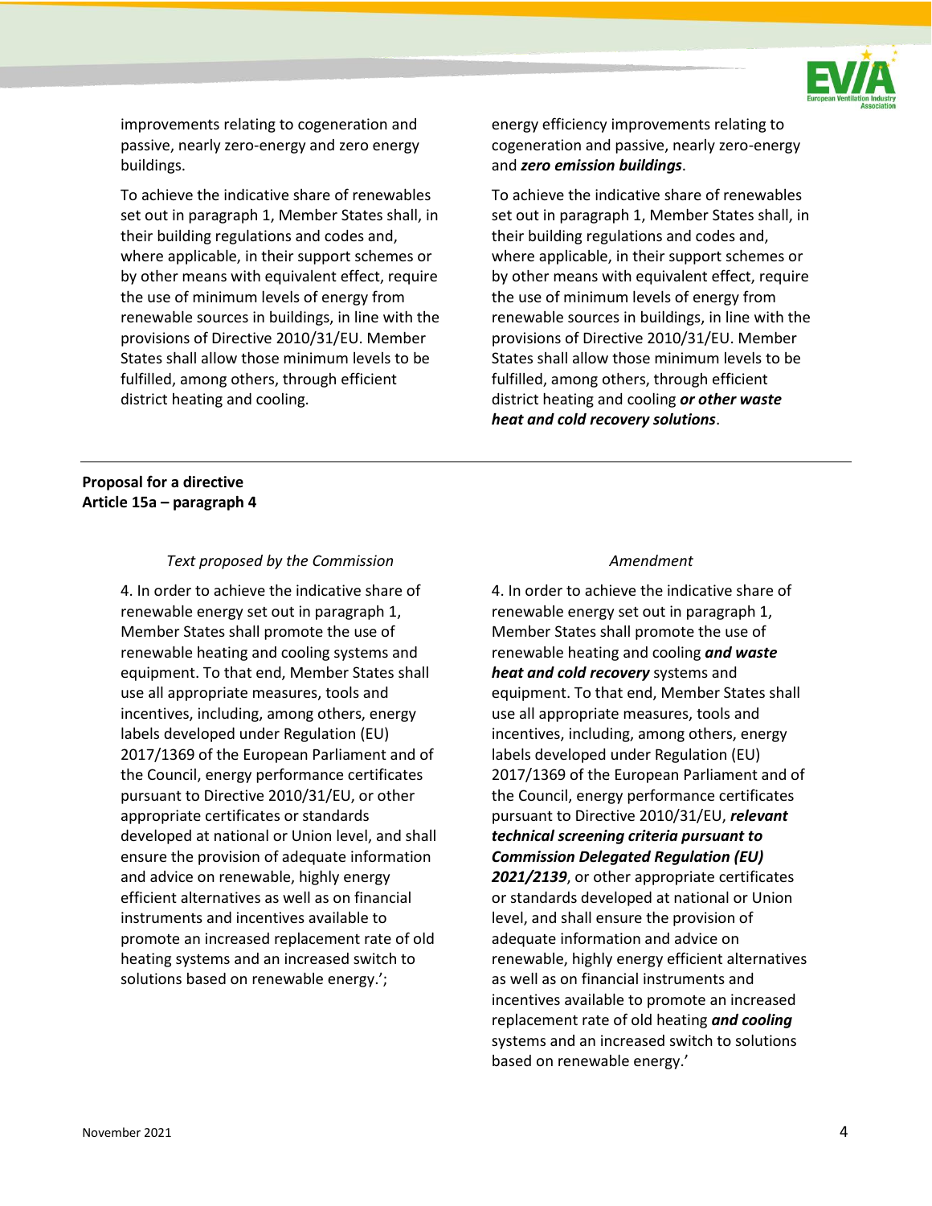| | |
|---|---|
| improvements relating to cogeneration and passive, nearly zero-energy and zero energy buildings. | energy efficiency improvements relating to cogeneration and passive, nearly zero-energy and ***zero emission buildings***. |
| To achieve the indicative share of renewables set out in paragraph 1, Member States shall, in their building regulations and codes and, where applicable, in their support schemes or by other means with equivalent effect, require the use of minimum levels of energy from renewable sources in buildings, in line with the provisions of Directive 2010/31/EU. Member States shall allow those minimum levels to be fulfilled, among others, through efficient district heating and cooling. | To achieve the indicative share of renewables set out in paragraph 1, Member States shall, in their building regulations and codes and, where applicable, in their support schemes or by other means with equivalent effect, require the use of minimum levels of energy from renewable sources in buildings, in line with the provisions of Directive 2010/31/EU. Member States shall allow those minimum levels to be fulfilled, among others, through efficient district heating and cooling ***or other waste heat and cold recovery solutions***. |

**Proposal for a directive**
**Article 15a – paragraph 4**

| *Text proposed by the Commission* | *Amendment* |
|---|---|
| 4. In order to achieve the indicative share of renewable energy set out in paragraph 1, Member States shall promote the use of renewable heating and cooling systems and equipment. To that end, Member States shall use all appropriate measures, tools and incentives, including, among others, energy labels developed under Regulation (EU) 2017/1369 of the European Parliament and of the Council, energy performance certificates pursuant to Directive 2010/31/EU, or other appropriate certificates or standards developed at national or Union level, and shall ensure the provision of adequate information and advice on renewable, highly energy efficient alternatives as well as on financial instruments and incentives available to promote an increased replacement rate of old heating systems and an increased switch to solutions based on renewable energy.'; | 4. In order to achieve the indicative share of renewable energy set out in paragraph 1, Member States shall promote the use of renewable heating and cooling ***and waste heat and cold recovery*** systems and equipment. To that end, Member States shall use all appropriate measures, tools and incentives, including, among others, energy labels developed under Regulation (EU) 2017/1369 of the European Parliament and of the Council, energy performance certificates pursuant to Directive 2010/31/EU, ***relevant technical screening criteria pursuant to Commission Delegated Regulation (EU) 2021/2139***, or other appropriate certificates or standards developed at national or Union level, and shall ensure the provision of adequate information and advice on renewable, highly energy efficient alternatives as well as on financial instruments and incentives available to promote an increased replacement rate of old heating ***and cooling*** systems and an increased switch to solutions based on renewable energy.' |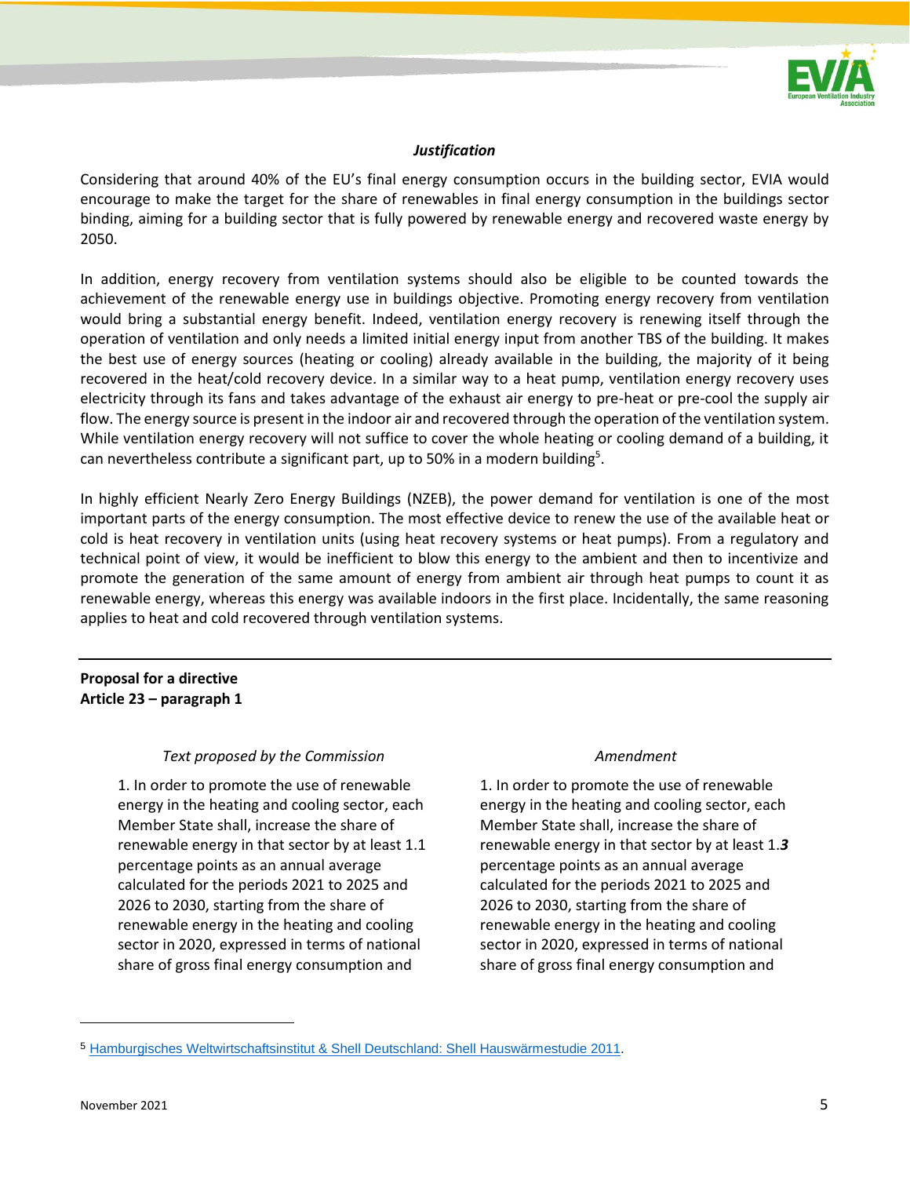*Justification*

Considering that around 40% of the EU's final energy consumption occurs in the building sector, EVIA would encourage to make the target for the share of renewables in final energy consumption in the buildings sector binding, aiming for a building sector that is fully powered by renewable energy and recovered waste energy by 2050.

In addition, energy recovery from ventilation systems should also be eligible to be counted towards the achievement of the renewable energy use in buildings objective. Promoting energy recovery from ventilation would bring a substantial energy benefit. Indeed, ventilation energy recovery is renewing itself through the operation of ventilation and only needs a limited initial energy input from another TBS of the building. It makes the best use of energy sources (heating or cooling) already available in the building, the majority of it being recovered in the heat/cold recovery device. In a similar way to a heat pump, ventilation energy recovery uses electricity through its fans and takes advantage of the exhaust air energy to pre-heat or pre-cool the supply air flow. The energy source is present in the indoor air and recovered through the operation of the ventilation system. While ventilation energy recovery will not suffice to cover the whole heating or cooling demand of a building, it can nevertheless contribute a significant part, up to 50% in a modern building[5].

In highly efficient Nearly Zero Energy Buildings (NZEB), the power demand for ventilation is one of the most important parts of the energy consumption. The most effective device to renew the use of the available heat or cold is heat recovery in ventilation units (using heat recovery systems or heat pumps). From a regulatory and technical point of view, it would be inefficient to blow this energy to the ambient and then to incentivize and promote the generation of the same amount of energy from ambient air through heat pumps to count it as renewable energy, whereas this energy was available indoors in the first place. Incidentally, the same reasoning applies to heat and cold recovered through ventilation systems.

---

**Proposal for a directive**
**Article 23 – paragraph 1**

| *Text proposed by the Commission* | *Amendment* |
|---|---|
| 1. In order to promote the use of renewable energy in the heating and cooling sector, each Member State shall, increase the share of renewable energy in that sector by at least 1.1 percentage points as an annual average calculated for the periods 2021 to 2025 and 2026 to 2030, starting from the share of renewable energy in the heating and cooling sector in 2020, expressed in terms of national share of gross final energy consumption and | 1. In order to promote the use of renewable energy in the heating and cooling sector, each Member State shall, increase the share of renewable energy in that sector by at least 1.***3*** percentage points as an annual average calculated for the periods 2021 to 2025 and 2026 to 2030, starting from the share of renewable energy in the heating and cooling sector in 2020, expressed in terms of national share of gross final energy consumption and |

[5] Hamburgisches Weltwirtschaftsinstitut & Shell Deutschland: Shell Hauswärmestudie 2011.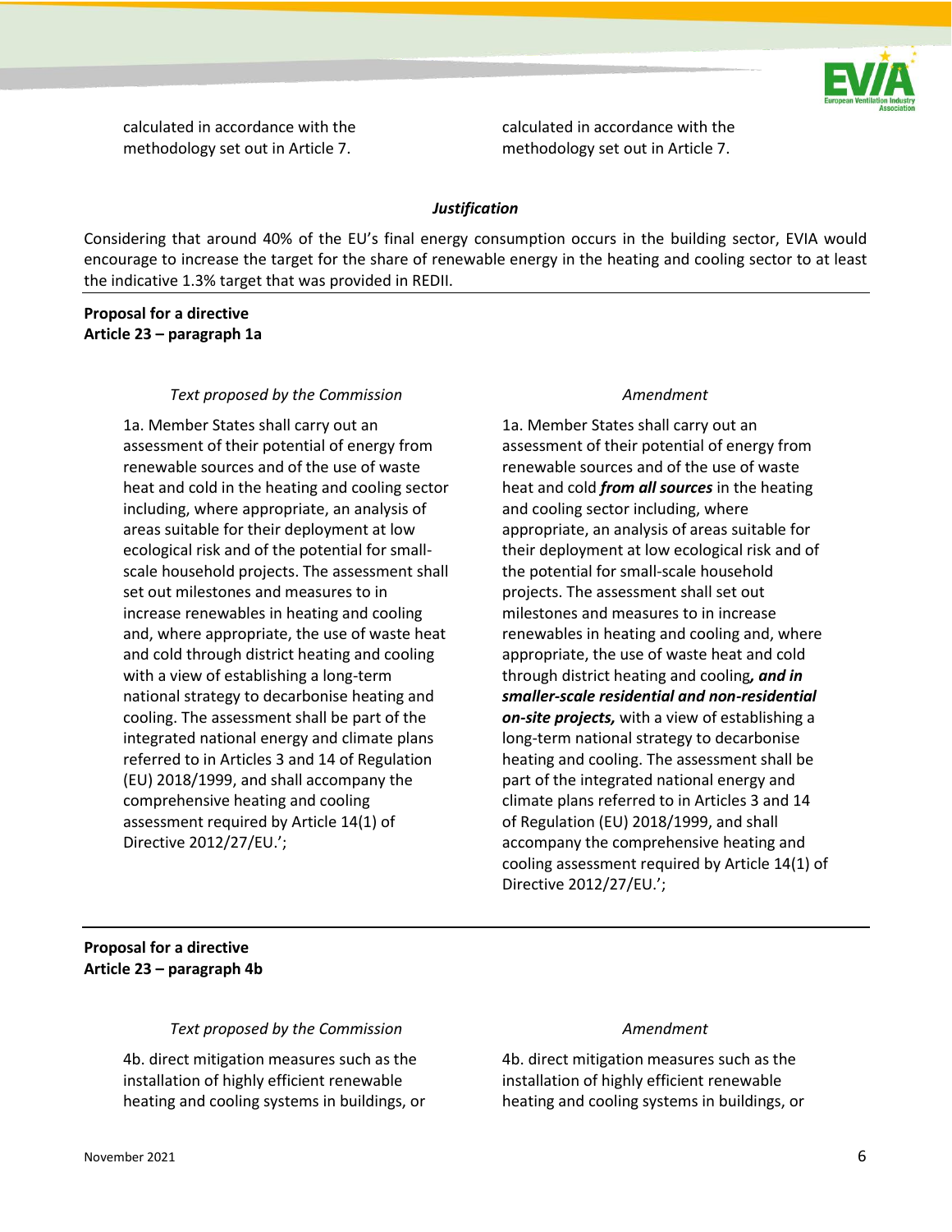| | |
|---|---|
| calculated in accordance with the methodology set out in Article 7. | calculated in accordance with the methodology set out in Article 7. |

*Justification*

Considering that around 40% of the EU's final energy consumption occurs in the building sector, EVIA would encourage to increase the target for the share of renewable energy in the heating and cooling sector to at least the indicative 1.3% target that was provided in REDII.

**Proposal for a directive**
**Article 23 – paragraph 1a**

| *Text proposed by the Commission* | *Amendment* |
|---|---|
| 1a. Member States shall carry out an assessment of their potential of energy from renewable sources and of the use of waste heat and cold in the heating and cooling sector including, where appropriate, an analysis of areas suitable for their deployment at low ecological risk and of the potential for small-scale household projects. The assessment shall set out milestones and measures to in increase renewables in heating and cooling and, where appropriate, the use of waste heat and cold through district heating and cooling with a view of establishing a long-term national strategy to decarbonise heating and cooling. The assessment shall be part of the integrated national energy and climate plans referred to in Articles 3 and 14 of Regulation (EU) 2018/1999, and shall accompany the comprehensive heating and cooling assessment required by Article 14(1) of Directive 2012/27/EU.'; | 1a. Member States shall carry out an assessment of their potential of energy from renewable sources and of the use of waste heat and cold ***from all sources*** in the heating and cooling sector including, where appropriate, an analysis of areas suitable for their deployment at low ecological risk and of the potential for small-scale household projects. The assessment shall set out milestones and measures to in increase renewables in heating and cooling and, where appropriate, the use of waste heat and cold through district heating and cooling***, and in smaller-scale residential and non-residential on-site projects,*** with a view of establishing a long-term national strategy to decarbonise heating and cooling. The assessment shall be part of the integrated national energy and climate plans referred to in Articles 3 and 14 of Regulation (EU) 2018/1999, and shall accompany the comprehensive heating and cooling assessment required by Article 14(1) of Directive 2012/27/EU.'; |

**Proposal for a directive**
**Article 23 – paragraph 4b**

| *Text proposed by the Commission* | *Amendment* |
|---|---|
| 4b. direct mitigation measures such as the installation of highly efficient renewable heating and cooling systems in buildings, or | 4b. direct mitigation measures such as the installation of highly efficient renewable heating and cooling systems in buildings, or |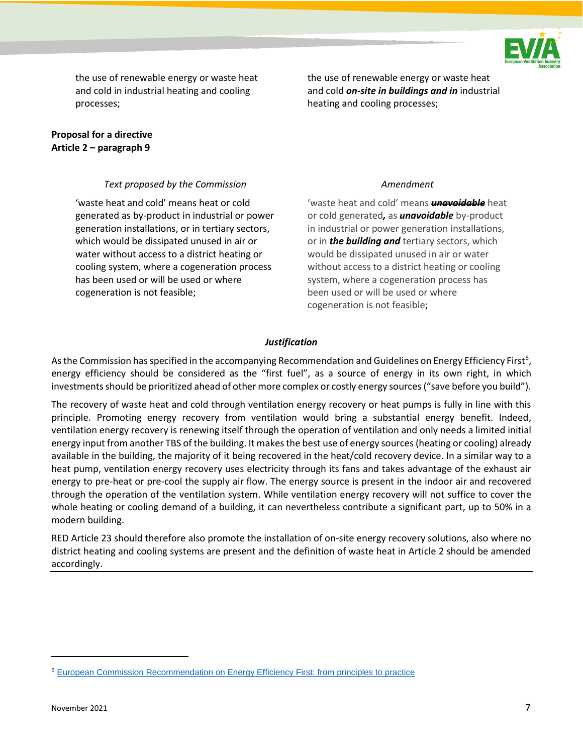| | |
|---|---|
| the use of renewable energy or waste heat and cold in industrial heating and cooling processes; | the use of renewable energy or waste heat and cold ***on-site in buildings and in*** industrial heating and cooling processes; |

**Proposal for a directive**
**Article 2 – paragraph 9**

| *Text proposed by the Commission* | *Amendment* |
|---|---|
| 'waste heat and cold' means heat or cold generated as by-product in industrial or power generation installations, or in tertiary sectors, which would be dissipated unused in air or water without access to a district heating or cooling system, where a cogeneration process has been used or will be used or where cogeneration is not feasible; | 'waste heat and cold' means ~~***unavoidable***~~ heat or cold generated***,*** as ***unavoidable*** by-product in industrial or power generation installations, or in ***the building and*** tertiary sectors, which would be dissipated unused in air or water without access to a district heating or cooling system, where a cogeneration process has been used or will be used or where cogeneration is not feasible; |

***Justification***

As the Commission has specified in the accompanying Recommendation and Guidelines on Energy Efficiency First[6], energy efficiency should be considered as the "first fuel", as a source of energy in its own right, in which investments should be prioritized ahead of other more complex or costly energy sources ("save before you build").

The recovery of waste heat and cold through ventilation energy recovery or heat pumps is fully in line with this principle. Promoting energy recovery from ventilation would bring a substantial energy benefit. Indeed, ventilation energy recovery is renewing itself through the operation of ventilation and only needs a limited initial energy input from another TBS of the building. It makes the best use of energy sources (heating or cooling) already available in the building, the majority of it being recovered in the heat/cold recovery device. In a similar way to a heat pump, ventilation energy recovery uses electricity through its fans and takes advantage of the exhaust air energy to pre-heat or pre-cool the supply air flow. The energy source is present in the indoor air and recovered through the operation of the ventilation system. While ventilation energy recovery will not suffice to cover the whole heating or cooling demand of a building, it can nevertheless contribute a significant part, up to 50% in a modern building.

RED Article 23 should therefore also promote the installation of on-site energy recovery solutions, also where no district heating and cooling systems are present and the definition of waste heat in Article 2 should be amended accordingly.

---

[6] European Commission Recommendation on Energy Efficiency First: from principles to practice